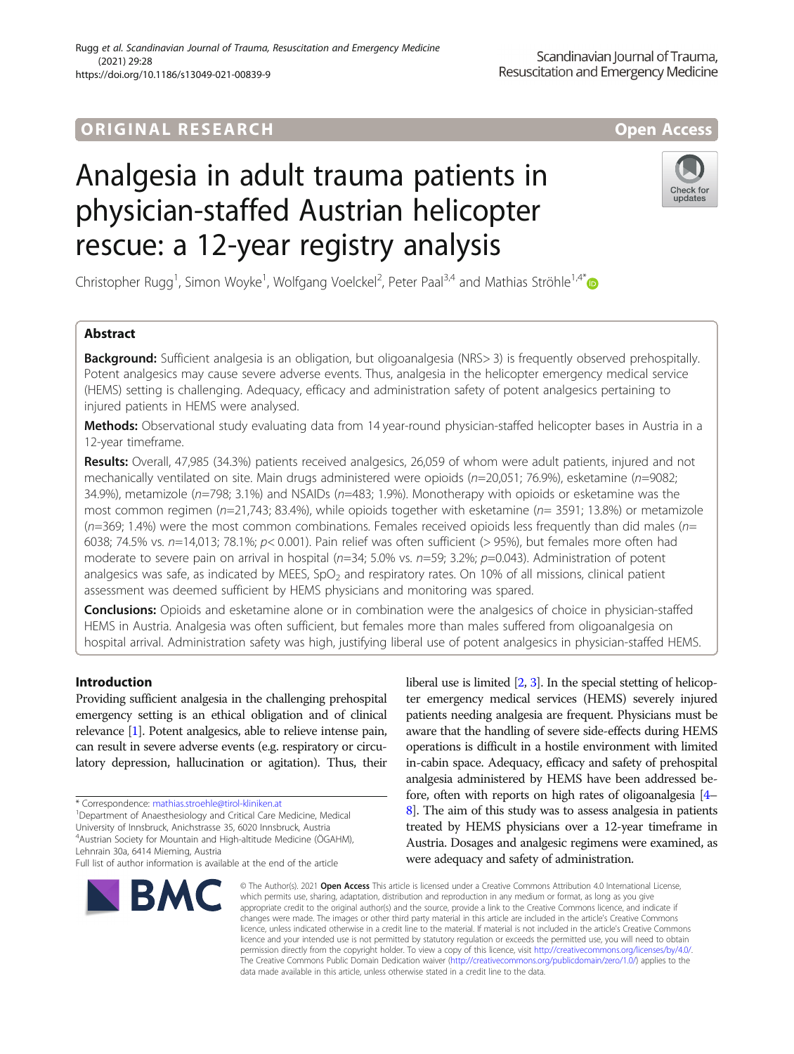ORIGINAL RESEARCH

Open Access

# Analgesia in adult trauma patients in physician-staffed Austrian helicopter rescue: a 12-year registry analysis

Christopher Rugg[1], Simon Woyke[1], Wolfgang Voelckel[2], Peter Paal[3,4] and Mathias Ströhle[1,4*]

## Abstract

**Background:** Sufficient analgesia is an obligation, but oligoanalgesia (NRS> 3) is frequently observed prehospitally. Potent analgesics may cause severe adverse events. Thus, analgesia in the helicopter emergency medical service (HEMS) setting is challenging. Adequacy, efficacy and administration safety of potent analgesics pertaining to injured patients in HEMS were analysed.

**Methods:** Observational study evaluating data from 14 year-round physician-staffed helicopter bases in Austria in a 12-year timeframe.

**Results:** Overall, 47,985 (34.3%) patients received analgesics, 26,059 of whom were adult patients, injured and not mechanically ventilated on site. Main drugs administered were opioids (*n*=20,051; 76.9%), esketamine (*n*=9082; 34.9%), metamizole (*n*=798; 3.1%) and NSAIDs (*n*=483; 1.9%). Monotherapy with opioids or esketamine was the most common regimen (*n*=21,743; 83.4%), while opioids together with esketamine (*n*= 3591; 13.8%) or metamizole (*n*=369; 1.4%) were the most common combinations. Females received opioids less frequently than did males (*n*= 6038; 74.5% vs. *n*=14,013; 78.1%; $p< 0.001$). Pain relief was often sufficient (> 95%), but females more often had moderate to severe pain on arrival in hospital (*n*=34; 5.0% vs. *n*=59; 3.2%; $p=0.043$). Administration of potent analgesics was safe, as indicated by MEES, $SpO_2$ and respiratory rates. On 10% of all missions, clinical patient assessment was deemed sufficient by HEMS physicians and monitoring was spared.

**Conclusions:** Opioids and esketamine alone or in combination were the analgesics of choice in physician-staffed HEMS in Austria. Analgesia was often sufficient, but females more than males suffered from oligoanalgesia on hospital arrival. Administration safety was high, justifying liberal use of potent analgesics in physician-staffed HEMS.

## Introduction

Providing sufficient analgesia in the challenging prehospital emergency setting is an ethical obligation and of clinical relevance [1]. Potent analgesics, able to relieve intense pain, can result in severe adverse events (e.g. respiratory or circulatory depression, hallucination or agitation). Thus, their liberal use is limited [2, 3]. In the special setting of helicopter emergency medical services (HEMS) severely injured patients needing analgesia are frequent. Physicians must be aware that the handling of severe side-effects during HEMS operations is difficult in a hostile environment with limited in-cabin space. Adequacy, efficacy and safety of prehospital analgesia administered by HEMS have been addressed before, often with reports on high rates of oligoanalgesia [4–8]. The aim of this study was to assess analgesia in patients treated by HEMS physicians over a 12-year timeframe in Austria. Dosages and analgesic regimens were examined, as were adequacy and safety of administration.

\* Correspondence: mathias.stroehle@tirol-kliniken.at
[1]Department of Anaesthesiology and Critical Care Medicine, Medical University of Innsbruck, Anichstrasse 35, 6020 Innsbruck, Austria
[4]Austrian Society for Mountain and High-altitude Medicine (ÖGAHM), Lehnrain 30a, 6414 Mieming, Austria
Full list of author information is available at the end of the article

© The Author(s). 2021 **Open Access** This article is licensed under a Creative Commons Attribution 4.0 International License, which permits use, sharing, adaptation, distribution and reproduction in any medium or format, as long as you give appropriate credit to the original author(s) and the source, provide a link to the Creative Commons licence, and indicate if changes were made. The images or other third party material in this article are included in the article's Creative Commons licence, unless indicated otherwise in a credit line to the material. If material is not included in the article's Creative Commons licence and your intended use is not permitted by statutory regulation or exceeds the permitted use, you will need to obtain permission directly from the copyright holder. To view a copy of this licence, visit http://creativecommons.org/licenses/by/4.0/. The Creative Commons Public Domain Dedication waiver (http://creativecommons.org/publicdomain/zero/1.0/) applies to the data made available in this article, unless otherwise stated in a credit line to the data.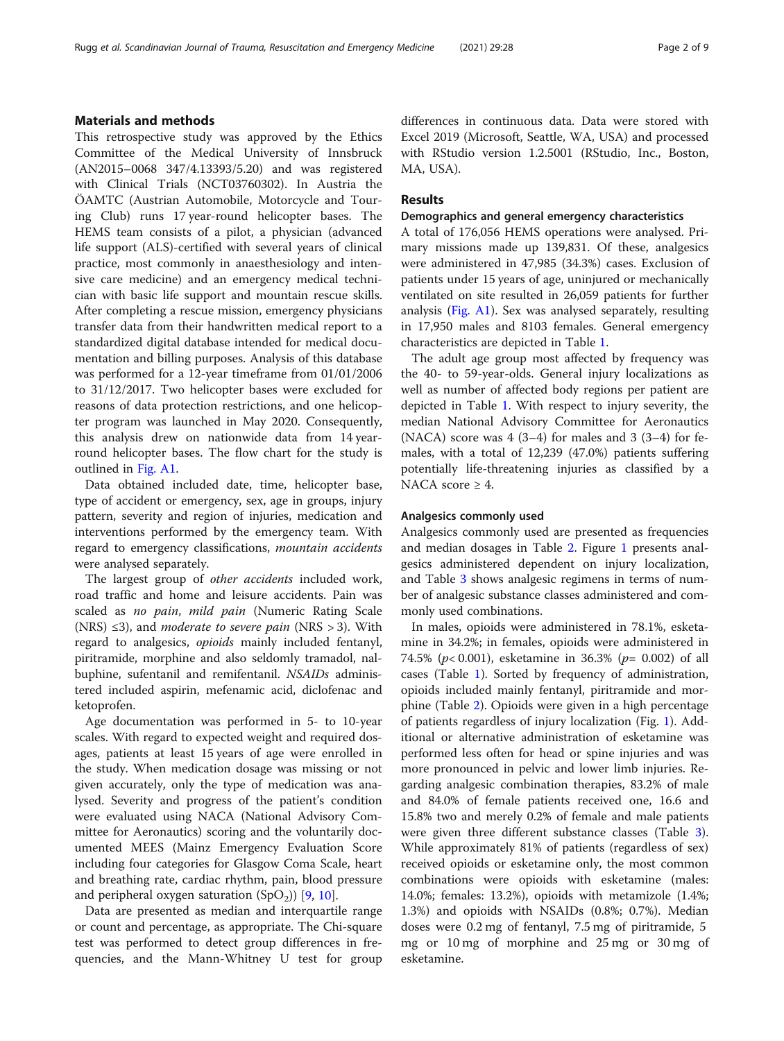## Materials and methods

This retrospective study was approved by the Ethics Committee of the Medical University of Innsbruck (AN2015–0068 347/4.13393/5.20) and was registered with Clinical Trials (NCT03760302). In Austria the ÖAMTC (Austrian Automobile, Motorcycle and Touring Club) runs 17 year-round helicopter bases. The HEMS team consists of a pilot, a physician (advanced life support (ALS)-certified with several years of clinical practice, most commonly in anaesthesiology and intensive care medicine) and an emergency medical technician with basic life support and mountain rescue skills. After completing a rescue mission, emergency physicians transfer data from their handwritten medical report to a standardized digital database intended for medical documentation and billing purposes. Analysis of this database was performed for a 12-year timeframe from 01/01/2006 to 31/12/2017. Two helicopter bases were excluded for reasons of data protection restrictions, and one helicopter program was launched in May 2020. Consequently, this analysis drew on nationwide data from 14 year-round helicopter bases. The flow chart for the study is outlined in Fig. A1.

Data obtained included date, time, helicopter base, type of accident or emergency, sex, age in groups, injury pattern, severity and region of injuries, medication and interventions performed by the emergency team. With regard to emergency classifications, *mountain accidents* were analysed separately.

The largest group of *other accidents* included work, road traffic and home and leisure accidents. Pain was scaled as *no pain*, *mild pain* (Numeric Rating Scale (NRS) ≤3), and *moderate to severe pain* (NRS > 3). With regard to analgesics, *opioids* mainly included fentanyl, piritramide, morphine and also seldomly tramadol, nalbuphine, sufentanil and remifentanil. *NSAIDs* administered included aspirin, mefenamic acid, diclofenac and ketoprofen.

Age documentation was performed in 5- to 10-year scales. With regard to expected weight and required dosages, patients at least 15 years of age were enrolled in the study. When medication dosage was missing or not given accurately, only the type of medication was analysed. Severity and progress of the patient's condition were evaluated using NACA (National Advisory Committee for Aeronautics) scoring and the voluntarily documented MEES (Mainz Emergency Evaluation Score including four categories for Glasgow Coma Scale, heart and breathing rate, cardiac rhythm, pain, blood pressure and peripheral oxygen saturation ($SpO_2$)) [9, 10].

Data are presented as median and interquartile range or count and percentage, as appropriate. The Chi-square test was performed to detect group differences in frequencies, and the Mann-Whitney U test for group differences in continuous data. Data were stored with Excel 2019 (Microsoft, Seattle, WA, USA) and processed with RStudio version 1.2.5001 (RStudio, Inc., Boston, MA, USA).

## Results

### Demographics and general emergency characteristics

A total of 176,056 HEMS operations were analysed. Primary missions made up 139,831. Of these, analgesics were administered in 47,985 (34.3%) cases. Exclusion of patients under 15 years of age, uninjured or mechanically ventilated on site resulted in 26,059 patients for further analysis (Fig. A1). Sex was analysed separately, resulting in 17,950 males and 8103 females. General emergency characteristics are depicted in Table 1.

The adult age group most affected by frequency was the 40- to 59-year-olds. General injury localizations as well as number of affected body regions per patient are depicted in Table 1. With respect to injury severity, the median National Advisory Committee for Aeronautics (NACA) score was 4 (3–4) for males and 3 (3–4) for females, with a total of 12,239 (47.0%) patients suffering potentially life-threatening injuries as classified by a NACA score ≥ 4.

### Analgesics commonly used

Analgesics commonly used are presented as frequencies and median dosages in Table 2. Figure 1 presents analgesics administered dependent on injury localization, and Table 3 shows analgesic regimens in terms of number of analgesic substance classes administered and commonly used combinations.

In males, opioids were administered in 78.1%, esketamine in 34.2%; in females, opioids were administered in 74.5% ($p < 0.001$), esketamine in 36.3% ($p = 0.002$) of all cases (Table 1). Sorted by frequency of administration, opioids included mainly fentanyl, piritramide and morphine (Table 2). Opioids were given in a high percentage of patients regardless of injury localization (Fig. 1). Additional or alternative administration of esketamine was performed less often for head or spine injuries and was more pronounced in pelvic and lower limb injuries. Regarding analgesic combination therapies, 83.2% of male and 84.0% of female patients received one, 16.6 and 15.8% two and merely 0.2% of female and male patients were given three different substance classes (Table 3). While approximately 81% of patients (regardless of sex) received opioids or esketamine only, the most common combinations were opioids with esketamine (males: 14.0%; females: 13.2%), opioids with metamizole (1.4%; 1.3%) and opioids with NSAIDs (0.8%; 0.7%). Median doses were 0.2 mg of fentanyl, 7.5 mg of piritramide, 5 mg or 10 mg of morphine and 25 mg or 30 mg of esketamine.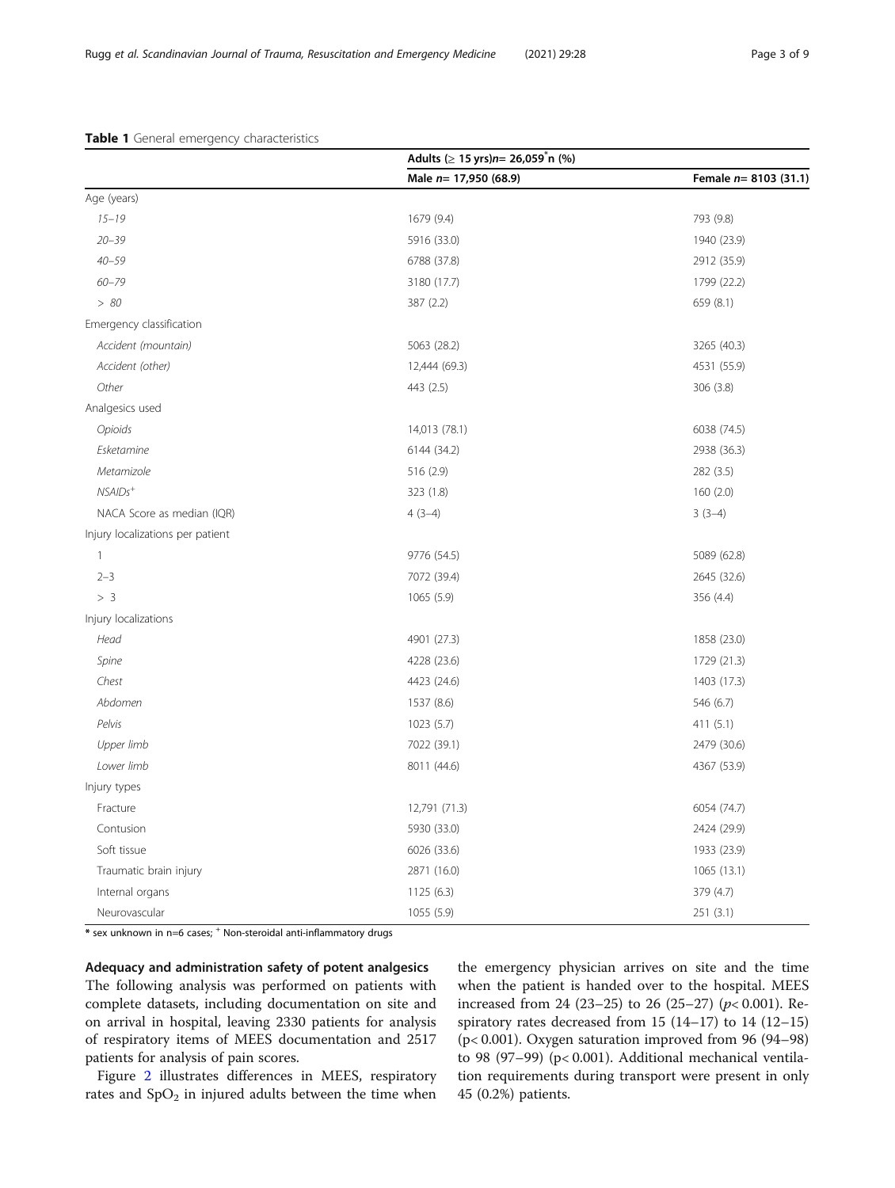**Table 1** General emergency characteristics

| | Adults (≥ 15 yrs)n= 26,059* n (%) | |
|---|---|---|
| | Male n= 17,950 (68.9) | Female n= 8103 (31.1) |
| Age (years) | | |
| *15–19* | 1679 (9.4) | 793 (9.8) |
| *20–39* | 5916 (33.0) | 1940 (23.9) |
| *40–59* | 6788 (37.8) | 2912 (35.9) |
| *60–79* | 3180 (17.7) | 1799 (22.2) |
| *> 80* | 387 (2.2) | 659 (8.1) |
| Emergency classification | | |
| *Accident (mountain)* | 5063 (28.2) | 3265 (40.3) |
| *Accident (other)* | 12,444 (69.3) | 4531 (55.9) |
| *Other* | 443 (2.5) | 306 (3.8) |
| Analgesics used | | |
| *Opioids* | 14,013 (78.1) | 6038 (74.5) |
| *Esketamine* | 6144 (34.2) | 2938 (36.3) |
| *Metamizole* | 516 (2.9) | 282 (3.5) |
| *NSAIDs+* | 323 (1.8) | 160 (2.0) |
| NACA Score as median (IQR) | 4 (3–4) | 3 (3–4) |
| Injury localizations per patient | | |
| 1 | 9776 (54.5) | 5089 (62.8) |
| 2–3 | 7072 (39.4) | 2645 (32.6) |
| > 3 | 1065 (5.9) | 356 (4.4) |
| Injury localizations | | |
| *Head* | 4901 (27.3) | 1858 (23.0) |
| *Spine* | 4228 (23.6) | 1729 (21.3) |
| *Chest* | 4423 (24.6) | 1403 (17.3) |
| *Abdomen* | 1537 (8.6) | 546 (6.7) |
| *Pelvis* | 1023 (5.7) | 411 (5.1) |
| *Upper limb* | 7022 (39.1) | 2479 (30.6) |
| *Lower limb* | 8011 (44.6) | 4367 (53.9) |
| Injury types | | |
| Fracture | 12,791 (71.3) | 6054 (74.7) |
| Contusion | 5930 (33.0) | 2424 (29.9) |
| Soft tissue | 6026 (33.6) | 1933 (23.9) |
| Traumatic brain injury | 2871 (16.0) | 1065 (13.1) |
| Internal organs | 1125 (6.3) | 379 (4.7) |
| Neurovascular | 1055 (5.9) | 251 (3.1) |

**\*** sex unknown in n=6 cases; + Non-steroidal anti-inflammatory drugs

### Adequacy and administration safety of potent analgesics

The following analysis was performed on patients with complete datasets, including documentation on site and on arrival in hospital, leaving 2330 patients for analysis of respiratory items of MEES documentation and 2517 patients for analysis of pain scores.

Figure 2 illustrates differences in MEES, respiratory rates and $SpO_2$ in injured adults between the time when the emergency physician arrives on site and the time when the patient is handed over to the hospital. MEES increased from 24 (23–25) to 26 (25–27) ($p< 0.001$). Respiratory rates decreased from 15 (14–17) to 14 (12–15) ($p< 0.001$). Oxygen saturation improved from 96 (94–98) to 98 (97–99) ($p< 0.001$). Additional mechanical ventilation requirements during transport were present in only 45 (0.2%) patients.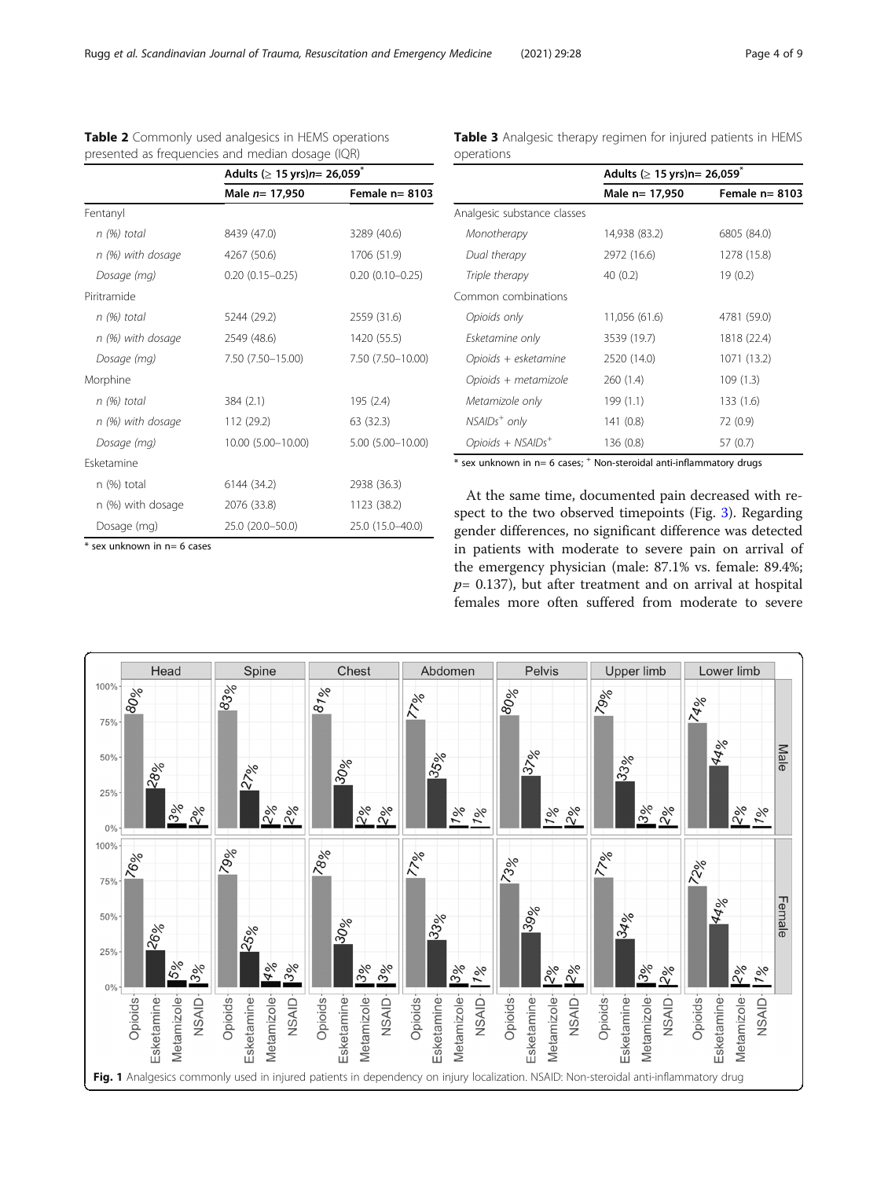**Table 2** Commonly used analgesics in HEMS operations presented as frequencies and median dosage (IQR)

| | Adults (≥ 15 yrs) n= 26,059* | |
|---|---|---|
| | Male n= 17,950 | Female n= 8103 |
| Fentanyl | | |
| *n (%) total* | 8439 (47.0) | 3289 (40.6) |
| *n (%) with dosage* | 4267 (50.6) | 1706 (51.9) |
| *Dosage (mg)* | 0.20 (0.15–0.25) | 0.20 (0.10–0.25) |
| Piritramide | | |
| *n (%) total* | 5244 (29.2) | 2559 (31.6) |
| *n (%) with dosage* | 2549 (48.6) | 1420 (55.5) |
| *Dosage (mg)* | 7.50 (7.50–15.00) | 7.50 (7.50–10.00) |
| Morphine | | |
| *n (%) total* | 384 (2.1) | 195 (2.4) |
| *n (%) with dosage* | 112 (29.2) | 63 (32.3) |
| *Dosage (mg)* | 10.00 (5.00–10.00) | 5.00 (5.00–10.00) |
| Esketamine | | |
| n (%) total | 6144 (34.2) | 2938 (36.3) |
| n (%) with dosage | 2076 (33.8) | 1123 (38.2) |
| Dosage (mg) | 25.0 (20.0–50.0) | 25.0 (15.0–40.0) |

* sex unknown in n= 6 cases

**Table 3** Analgesic therapy regimen for injured patients in HEMS operations

| | Adults (≥ 15 yrs) n= 26,059* | |
|---|---|---|
| | Male n= 17,950 | Female n= 8103 |
| Analgesic substance classes | | |
| *Monotherapy* | 14,938 (83.2) | 6805 (84.0) |
| *Dual therapy* | 2972 (16.6) | 1278 (15.8) |
| *Triple therapy* | 40 (0.2) | 19 (0.2) |
| Common combinations | | |
| *Opioids only* | 11,056 (61.6) | 4781 (59.0) |
| *Esketamine only* | 3539 (19.7) | 1818 (22.4) |
| *Opioids + esketamine* | 2520 (14.0) | 1071 (13.2) |
| *Opioids + metamizole* | 260 (1.4) | 109 (1.3) |
| *Metamizole only* | 199 (1.1) | 133 (1.6) |
| *NSAIDs[+] only* | 141 (0.8) | 72 (0.9) |
| *Opioids + NSAIDs[+]* | 136 (0.8) | 57 (0.7) |

* sex unknown in n= 6 cases; [+] Non-steroidal anti-inflammatory drugs

At the same time, documented pain decreased with respect to the two observed timepoints (Fig. 3). Regarding gender differences, no significant difference was detected in patients with moderate to severe pain on arrival of the emergency physician (male: 87.1% vs. female: 89.4%; $p$= 0.137), but after treatment and on arrival at hospital females more often suffered from moderate to severe

Head
Spine
Chest
Abdomen
Pelvis
Upper limb
Lower limb
Male
Female
100%
75%
50%
25%
0%
Male: 80% 28% 3% 2% | 83% 27% 2% 2% | 81% 30% 2% 2% | 77% 35% 1% 1% | 80% 37% 1% 2% | 79% 33% 3% 2% | 74% 44% 2% 1%
Female: 76% 26% 5% 3% | 79% 25% 4% 3% | 78% 30% 3% 3% | 77% 33% 3% 1% | 73% 39% 2% 2% | 77% 34% 3% 2% | 72% 44% 2% 1%
Opioids
Esketamine
Metamizole
NSAID

**Fig. 1** Analgesics commonly used in injured patients in dependency on injury localization. NSAID: Non-steroidal anti-inflammatory drug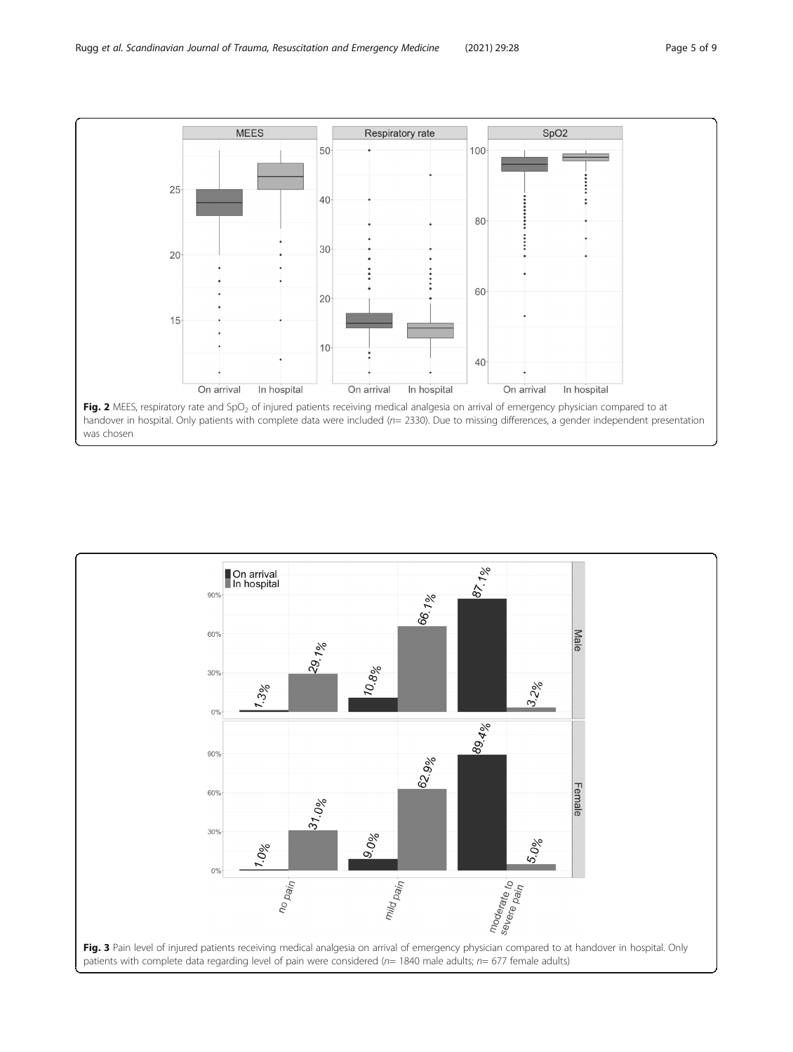MEES

Respiratory rate

SpO2

On arrival

In hospital

Fig. 2 MEES, respiratory rate and $SpO_2$ of injured patients receiving medical analgesia on arrival of emergency physician compared to at handover in hospital. Only patients with complete data were included (*n*= 2330). Due to missing differences, a gender independent presentation was chosen

On arrival

In hospital

Male

Female

1.3%
29.1%
10.8%
66.1%
87.1%
3.2%

1.0%
31.0%
9.0%
62.9%
89.4%
5.0%

no pain

mild pain

moderate to severe pain

Fig. 3 Pain level of injured patients receiving medical analgesia on arrival of emergency physician compared to at handover in hospital. Only patients with complete data regarding level of pain were considered (*n*= 1840 male adults; *n*= 677 female adults)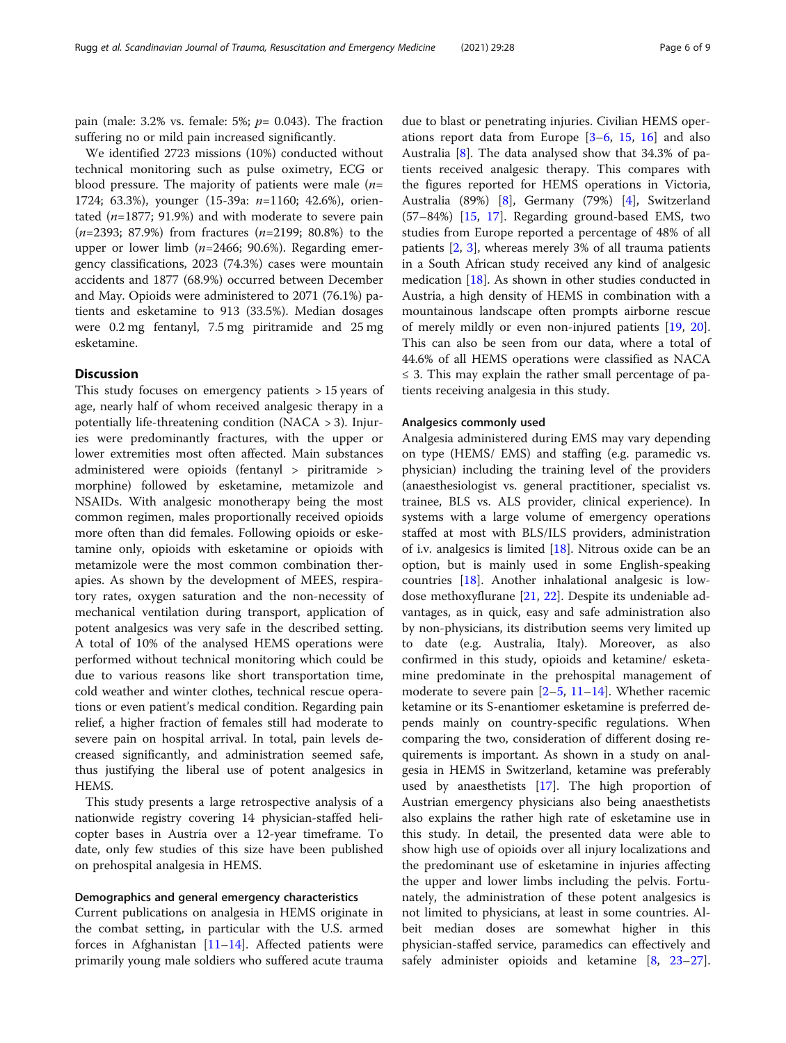pain (male: 3.2% vs. female: 5%; $p$= 0.043). The fraction suffering no or mild pain increased significantly.

We identified 2723 missions (10%) conducted without technical monitoring such as pulse oximetry, ECG or blood pressure. The majority of patients were male ($n$= 1724; 63.3%), younger (15-39a: $n$=1160; 42.6%), orientated ($n$=1877; 91.9%) and with moderate to severe pain ($n$=2393; 87.9%) from fractures ($n$=2199; 80.8%) to the upper or lower limb ($n$=2466; 90.6%). Regarding emergency classifications, 2023 (74.3%) cases were mountain accidents and 1877 (68.9%) occurred between December and May. Opioids were administered to 2071 (76.1%) patients and esketamine to 913 (33.5%). Median dosages were 0.2 mg fentanyl, 7.5 mg piritramide and 25 mg esketamine.

## Discussion

This study focuses on emergency patients > 15 years of age, nearly half of whom received analgesic therapy in a potentially life-threatening condition (NACA > 3). Injuries were predominantly fractures, with the upper or lower extremities most often affected. Main substances administered were opioids (fentanyl > piritramide > morphine) followed by esketamine, metamizole and NSAIDs. With analgesic monotherapy being the most common regimen, males proportionally received opioids more often than did females. Following opioids or esketamine only, opioids with esketamine or opioids with metamizole were the most common combination therapies. As shown by the development of MEES, respiratory rates, oxygen saturation and the non-necessity of mechanical ventilation during transport, application of potent analgesics was very safe in the described setting. A total of 10% of the analysed HEMS operations were performed without technical monitoring which could be due to various reasons like short transportation time, cold weather and winter clothes, technical rescue operations or even patient's medical condition. Regarding pain relief, a higher fraction of females still had moderate to severe pain on hospital arrival. In total, pain levels decreased significantly, and administration seemed safe, thus justifying the liberal use of potent analgesics in HEMS.

This study presents a large retrospective analysis of a nationwide registry covering 14 physician-staffed helicopter bases in Austria over a 12-year timeframe. To date, only few studies of this size have been published on prehospital analgesia in HEMS.

### Demographics and general emergency characteristics

Current publications on analgesia in HEMS originate in the combat setting, in particular with the U.S. armed forces in Afghanistan [11–14]. Affected patients were primarily young male soldiers who suffered acute trauma due to blast or penetrating injuries. Civilian HEMS operations report data from Europe [3–6, 15, 16] and also Australia [8]. The data analysed show that 34.3% of patients received analgesic therapy. This compares with the figures reported for HEMS operations in Victoria, Australia (89%) [8], Germany (79%) [4], Switzerland (57–84%) [15, 17]. Regarding ground-based EMS, two studies from Europe reported a percentage of 48% of all patients [2, 3], whereas merely 3% of all trauma patients in a South African study received any kind of analgesic medication [18]. As shown in other studies conducted in Austria, a high density of HEMS in combination with a mountainous landscape often prompts airborne rescue of merely mildly or even non-injured patients [19, 20]. This can also be seen from our data, where a total of 44.6% of all HEMS operations were classified as NACA ≤ 3. This may explain the rather small percentage of patients receiving analgesia in this study.

### Analgesics commonly used

Analgesia administered during EMS may vary depending on type (HEMS/ EMS) and staffing (e.g. paramedic vs. physician) including the training level of the providers (anaesthesiologist vs. general practitioner, specialist vs. trainee, BLS vs. ALS provider, clinical experience). In systems with a large volume of emergency operations staffed at most with BLS/ILS providers, administration of i.v. analgesics is limited [18]. Nitrous oxide can be an option, but is mainly used in some English-speaking countries [18]. Another inhalational analgesic is low-dose methoxyflurane [21, 22]. Despite its undeniable advantages, as in quick, easy and safe administration also by non-physicians, its distribution seems very limited up to date (e.g. Australia, Italy). Moreover, as also confirmed in this study, opioids and ketamine/ esketamine predominate in the prehospital management of moderate to severe pain [2–5, 11–14]. Whether racemic ketamine or its S-enantiomer esketamine is preferred depends mainly on country-specific regulations. When comparing the two, consideration of different dosing requirements is important. As shown in a study on analgesia in HEMS in Switzerland, ketamine was preferably used by anaesthetists [17]. The high proportion of Austrian emergency physicians also being anaesthetists also explains the rather high rate of esketamine use in this study. In detail, the presented data were able to show high use of opioids over all injury localizations and the predominant use of esketamine in injuries affecting the upper and lower limbs including the pelvis. Fortunately, the administration of these potent analgesics is not limited to physicians, at least in some countries. Albeit median doses are somewhat higher in this physician-staffed service, paramedics can effectively and safely administer opioids and ketamine [8, 23–27].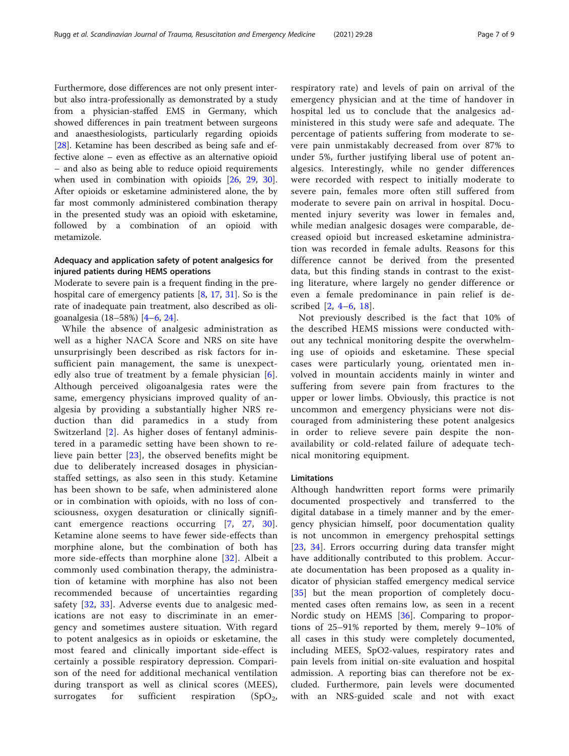Furthermore, dose differences are not only present inter- but also intra-professionally as demonstrated by a study from a physician-staffed EMS in Germany, which showed differences in pain treatment between surgeons and anaesthesiologists, particularly regarding opioids [28]. Ketamine has been described as being safe and effective alone – even as effective as an alternative opioid – and also as being able to reduce opioid requirements when used in combination with opioids [26, 29, 30]. After opioids or esketamine administered alone, the by far most commonly administered combination therapy in the presented study was an opioid with esketamine, followed by a combination of an opioid with metamizole.

### Adequacy and application safety of potent analgesics for injured patients during HEMS operations

Moderate to severe pain is a frequent finding in the prehospital care of emergency patients [8, 17, 31]. So is the rate of inadequate pain treatment, also described as oligoanalgesia (18–58%) [4–6, 24].

While the absence of analgesic administration as well as a higher NACA Score and NRS on site have unsurprisingly been described as risk factors for insufficient pain management, the same is unexpectedly also true of treatment by a female physician [6]. Although perceived oligoanalgesia rates were the same, emergency physicians improved quality of analgesia by providing a substantially higher NRS reduction than did paramedics in a study from Switzerland [2]. As higher doses of fentanyl administered in a paramedic setting have been shown to relieve pain better [23], the observed benefits might be due to deliberately increased dosages in physician-staffed settings, as also seen in this study. Ketamine has been shown to be safe, when administered alone or in combination with opioids, with no loss of consciousness, oxygen desaturation or clinically significant emergence reactions occurring [7, 27, 30]. Ketamine alone seems to have fewer side-effects than morphine alone, but the combination of both has more side-effects than morphine alone [32]. Albeit a commonly used combination therapy, the administration of ketamine with morphine has also not been recommended because of uncertainties regarding safety [32, 33]. Adverse events due to analgesic medications are not easy to discriminate in an emergency and sometimes austere situation. With regard to potent analgesics as in opioids or esketamine, the most feared and clinically important side-effect is certainly a possible respiratory depression. Comparison of the need for additional mechanical ventilation during transport as well as clinical scores (MEES), surrogates for sufficient respiration ($SpO_2$, respiratory rate) and levels of pain on arrival of the emergency physician and at the time of handover in hospital led us to conclude that the analgesics administered in this study were safe and adequate. The percentage of patients suffering from moderate to severe pain unmistakably decreased from over 87% to under 5%, further justifying liberal use of potent analgesics. Interestingly, while no gender differences were recorded with respect to initially moderate to severe pain, females more often still suffered from moderate to severe pain on arrival in hospital. Documented injury severity was lower in females and, while median analgesic dosages were comparable, decreased opioid but increased esketamine administration was recorded in female adults. Reasons for this difference cannot be derived from the presented data, but this finding stands in contrast to the existing literature, where largely no gender difference or even a female predominance in pain relief is described [2, 4–6, 18].

Not previously described is the fact that 10% of the described HEMS missions were conducted without any technical monitoring despite the overwhelming use of opioids and esketamine. These special cases were particularly young, orientated men involved in mountain accidents mainly in winter and suffering from severe pain from fractures to the upper or lower limbs. Obviously, this practice is not uncommon and emergency physicians were not discouraged from administering these potent analgesics in order to relieve severe pain despite the non-availability or cold-related failure of adequate technical monitoring equipment.

### Limitations

Although handwritten report forms were primarily documented prospectively and transferred to the digital database in a timely manner and by the emergency physician himself, poor documentation quality is not uncommon in emergency prehospital settings [23, 34]. Errors occurring during data transfer might have additionally contributed to this problem. Accurate documentation has been proposed as a quality indicator of physician staffed emergency medical service [35] but the mean proportion of completely documented cases often remains low, as seen in a recent Nordic study on HEMS [36]. Comparing to proportions of 25–91% reported by them, merely 9–10% of all cases in this study were completely documented, including MEES, SpO2-values, respiratory rates and pain levels from initial on-site evaluation and hospital admission. A reporting bias can therefore not be excluded. Furthermore, pain levels were documented with an NRS-guided scale and not with exact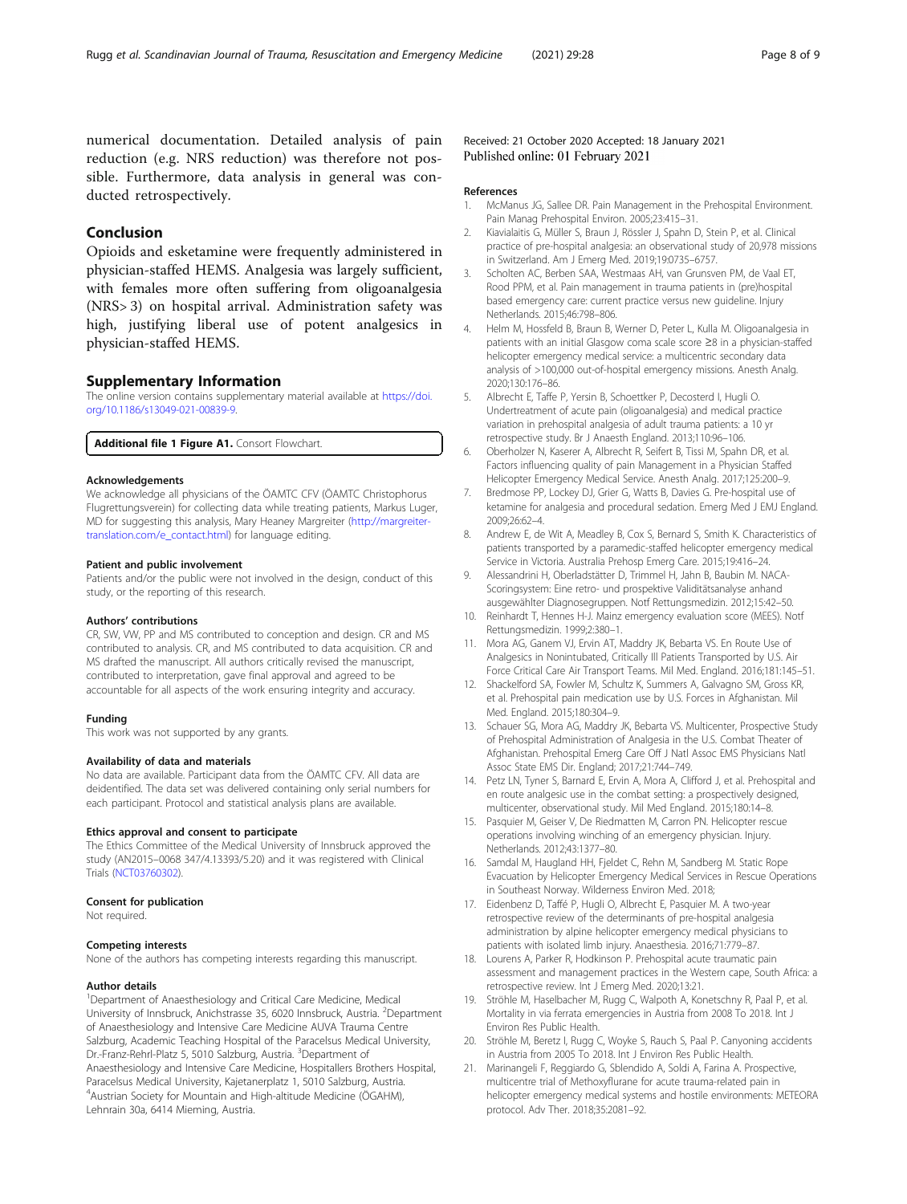numerical documentation. Detailed analysis of pain reduction (e.g. NRS reduction) was therefore not possible. Furthermore, data analysis in general was conducted retrospectively.

## Conclusion

Opioids and esketamine were frequently administered in physician-staffed HEMS. Analgesia was largely sufficient, with females more often suffering from oligoanalgesia (NRS> 3) on hospital arrival. Administration safety was high, justifying liberal use of potent analgesics in physician-staffed HEMS.

## Supplementary Information

The online version contains supplementary material available at https://doi.org/10.1186/s13049-021-00839-9.

**Additional file 1 Figure A1.** Consort Flowchart.

### Acknowledgements

We acknowledge all physicians of the ÖAMTC CFV (ÖAMTC Christophorus Flugrettungsverein) for collecting data while treating patients, Markus Luger, MD for suggesting this analysis, Mary Heaney Margreiter (http://margreiter-translation.com/e_contact.html) for language editing.

### Patient and public involvement

Patients and/or the public were not involved in the design, conduct of this study, or the reporting of this research.

### Authors' contributions

CR, SW, VW, PP and MS contributed to conception and design. CR and MS contributed to analysis. CR, and MS contributed to data acquisition. CR and MS drafted the manuscript. All authors critically revised the manuscript, contributed to interpretation, gave final approval and agreed to be accountable for all aspects of the work ensuring integrity and accuracy.

### Funding

This work was not supported by any grants.

### Availability of data and materials

No data are available. Participant data from the ÖAMTC CFV. All data are deidentified. The data set was delivered containing only serial numbers for each participant. Protocol and statistical analysis plans are available.

### Ethics approval and consent to participate

The Ethics Committee of the Medical University of Innsbruck approved the study (AN2015–0068 347/4.13393/5.20) and it was registered with Clinical Trials (NCT03760302).

### Consent for publication

Not required.

### Competing interests

None of the authors has competing interests regarding this manuscript.

### Author details

[1]Department of Anaesthesiology and Critical Care Medicine, Medical University of Innsbruck, Anichstrasse 35, 6020 Innsbruck, Austria. [2]Department of Anaesthesiology and Intensive Care Medicine AUVA Trauma Centre Salzburg, Academic Teaching Hospital of the Paracelsus Medical University, Dr.-Franz-Rehrl-Platz 5, 5010 Salzburg, Austria. [3]Department of Anaesthesiology and Intensive Care Medicine, Hospitallers Brothers Hospital, Paracelsus Medical University, Kajetanerplatz 1, 5010 Salzburg, Austria. [4]Austrian Society for Mountain and High-altitude Medicine (ÖGAHM), Lehnrain 30a, 6414 Mieming, Austria.

Received: 21 October 2020 Accepted: 18 January 2021
Published online: 01 February 2021

### References

1. McManus JG, Sallee DR. Pain Management in the Prehospital Environment. Pain Manag Prehospital Environ. 2005;23:415–31.
2. Kiavialaitis G, Müller S, Braun J, Rössler J, Spahn D, Stein P, et al. Clinical practice of pre-hospital analgesia: an observational study of 20,978 missions in Switzerland. Am J Emerg Med. 2019;19:0735–6757.
3. Scholten AC, Berben SAA, Westmaas AH, van Grunsven PM, de Vaal ET, Rood PPM, et al. Pain management in trauma patients in (pre)hospital based emergency care: current practice versus new guideline. Injury Netherlands. 2015;46:798–806.
4. Helm M, Hossfeld B, Braun B, Werner D, Peter L, Kulla M. Oligoanalgesia in patients with an initial Glasgow coma scale score ≥8 in a physician-staffed helicopter emergency medical service: a multicentric secondary data analysis of >100,000 out-of-hospital emergency missions. Anesth Analg. 2020;130:176–86.
5. Albrecht E, Taffe P, Yersin B, Schoettker P, Decosterd I, Hugli O. Undertreatment of acute pain (oligoanalgesia) and medical practice variation in prehospital analgesia of adult trauma patients: a 10 yr retrospective study. Br J Anaesth England. 2013;110:96–106.
6. Oberholzer N, Kaserer A, Albrecht R, Seifert B, Tissi M, Spahn DR, et al. Factors influencing quality of pain Management in a Physician Staffed Helicopter Emergency Medical Service. Anesth Analg. 2017;125:200–9.
7. Bredmose PP, Lockey DJ, Grier G, Watts B, Davies G. Pre-hospital use of ketamine for analgesia and procedural sedation. Emerg Med J EMJ England. 2009;26:62–4.
8. Andrew E, de Wit A, Meadley B, Cox S, Bernard S, Smith K. Characteristics of patients transported by a paramedic-staffed helicopter emergency medical Service in Victoria. Australia Prehosp Emerg Care. 2015;19:416–24.
9. Alessandrini H, Oberladstätter D, Trimmel H, Jahn B, Baubin M. NACA-Scoringsystem: Eine retro- und prospektive Validitätsanalyse anhand ausgewählter Diagnosegruppen. Notf Rettungsmedizin. 2012;15:42–50.
10. Reinhardt T, Hennes H-J. Mainz emergency evaluation score (MEES). Notf Rettungsmedizin. 1999;2:380–1.
11. Mora AG, Ganem VJ, Ervin AT, Maddry JK, Bebarta VS. En Route Use of Analgesics in Nonintubated, Critically Ill Patients Transported by U.S. Air Force Critical Care Air Transport Teams. Mil Med. England. 2016;181:145–51.
12. Shackelford SA, Fowler M, Schultz K, Summers A, Galvagno SM, Gross KR, et al. Prehospital pain medication use by U.S. Forces in Afghanistan. Mil Med. England. 2015;180:304–9.
13. Schauer SG, Mora AG, Maddry JK, Bebarta VS. Multicenter, Prospective Study of Prehospital Administration of Analgesia in the U.S. Combat Theater of Afghanistan. Prehospital Emerg Care Off J Natl Assoc EMS Physicians Natl Assoc State EMS Dir. England; 2017;21:744–749.
14. Petz LN, Tyner S, Barnard E, Ervin A, Mora A, Clifford J, et al. Prehospital and en route analgesic use in the combat setting: a prospectively designed, multicenter, observational study. Mil Med England. 2015;180:14–8.
15. Pasquier M, Geiser V, De Riedmatten M, Carron PN. Helicopter rescue operations involving winching of an emergency physician. Injury. Netherlands. 2012;43:1377–80.
16. Samdal M, Haugland HH, Fjeldet C, Rehn M, Sandberg M. Static Rope Evacuation by Helicopter Emergency Medical Services in Rescue Operations in Southeast Norway. Wilderness Environ Med. 2018;
17. Eidenbenz D, Taffé P, Hugli O, Albrecht E, Pasquier M. A two-year retrospective review of the determinants of pre-hospital analgesia administration by alpine helicopter emergency medical physicians to patients with isolated limb injury. Anaesthesia. 2016;71:779–87.
18. Lourens A, Parker R, Hodkinson P. Prehospital acute traumatic pain assessment and management practices in the Western cape, South Africa: a retrospective review. Int J Emerg Med. 2020;13:21.
19. Ströhle M, Haselbacher M, Rugg C, Walpoth A, Konetschny R, Paal P, et al. Mortality in via ferrata emergencies in Austria from 2008 To 2018. Int J Environ Res Public Health.
20. Ströhle M, Beretz I, Rugg C, Woyke S, Rauch S, Paal P. Canyoning accidents in Austria from 2005 To 2018. Int J Environ Res Public Health.
21. Marinangeli F, Reggiardo G, Sblendido A, Soldi A, Farina A. Prospective, multicentre trial of Methoxyflurane for acute trauma-related pain in helicopter emergency medical systems and hostile environments: METEORA protocol. Adv Ther. 2018;35:2081–92.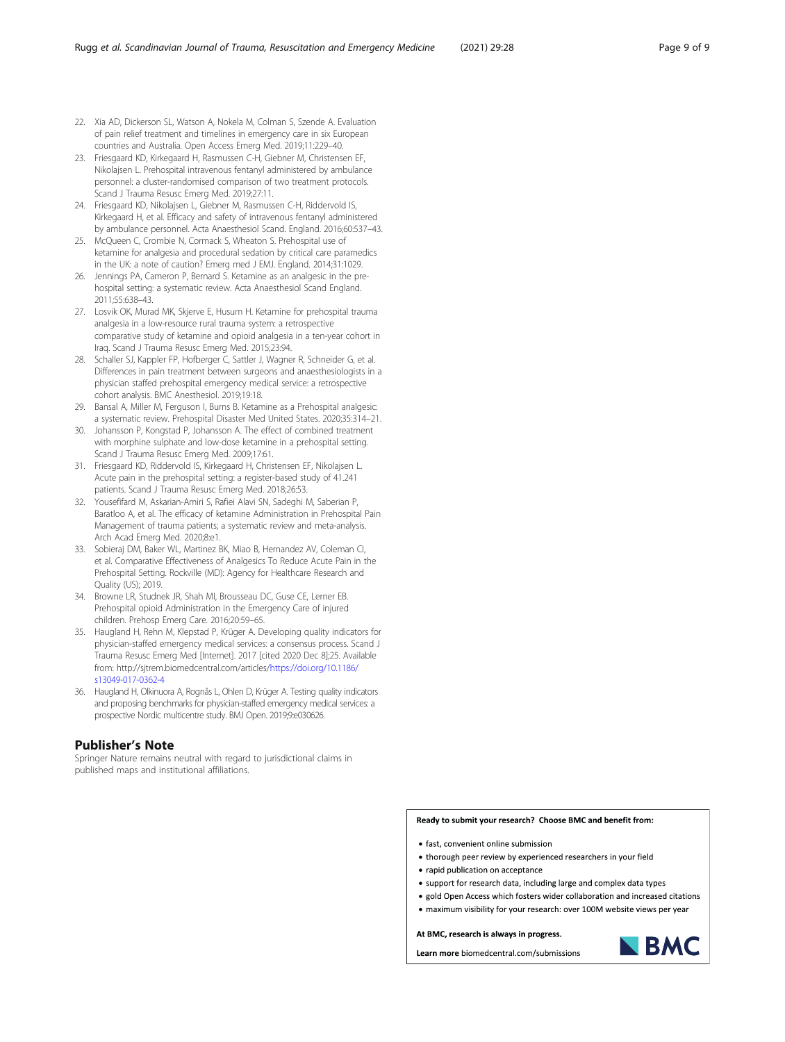22. Xia AD, Dickerson SL, Watson A, Nokela M, Colman S, Szende A. Evaluation of pain relief treatment and timelines in emergency care in six European countries and Australia. Open Access Emerg Med. 2019;11:229–40.
23. Friesgaard KD, Kirkegaard H, Rasmussen C-H, Giebner M, Christensen EF, Nikolajsen L. Prehospital intravenous fentanyl administered by ambulance personnel: a cluster-randomised comparison of two treatment protocols. Scand J Trauma Resusc Emerg Med. 2019;27:11.
24. Friesgaard KD, Nikolajsen L, Giebner M, Rasmussen C-H, Riddervold IS, Kirkegaard H, et al. Efficacy and safety of intravenous fentanyl administered by ambulance personnel. Acta Anaesthesiol Scand. England. 2016;60:537–43.
25. McQueen C, Crombie N, Cormack S, Wheaton S. Prehospital use of ketamine for analgesia and procedural sedation by critical care paramedics in the UK: a note of caution? Emerg med J EMJ. England. 2014;31:1029.
26. Jennings PA, Cameron P, Bernard S. Ketamine as an analgesic in the pre-hospital setting: a systematic review. Acta Anaesthesiol Scand England. 2011;55:638–43.
27. Losvik OK, Murad MK, Skjerve E, Husum H. Ketamine for prehospital trauma analgesia in a low-resource rural trauma system: a retrospective comparative study of ketamine and opioid analgesia in a ten-year cohort in Iraq. Scand J Trauma Resusc Emerg Med. 2015;23:94.
28. Schaller SJ, Kappler FP, Hofberger C, Sattler J, Wagner R, Schneider G, et al. Differences in pain treatment between surgeons and anaesthesiologists in a physician staffed prehospital emergency medical service: a retrospective cohort analysis. BMC Anesthesiol. 2019;19:18.
29. Bansal A, Miller M, Ferguson I, Burns B. Ketamine as a Prehospital analgesic: a systematic review. Prehospital Disaster Med United States. 2020;35:314–21.
30. Johansson P, Kongstad P, Johansson A. The effect of combined treatment with morphine sulphate and low-dose ketamine in a prehospital setting. Scand J Trauma Resusc Emerg Med. 2009;17:61.
31. Friesgaard KD, Riddervold IS, Kirkegaard H, Christensen EF, Nikolajsen L. Acute pain in the prehospital setting: a register-based study of 41.241 patients. Scand J Trauma Resusc Emerg Med. 2018;26:53.
32. Yousefifard M, Askarian-Amiri S, Rafiei Alavi SN, Sadeghi M, Saberian P, Baratloo A, et al. The efficacy of ketamine Administration in Prehospital Pain Management of trauma patients; a systematic review and meta-analysis. Arch Acad Emerg Med. 2020;8:e1.
33. Sobieraj DM, Baker WL, Martinez BK, Miao B, Hernandez AV, Coleman CI, et al. Comparative Effectiveness of Analgesics To Reduce Acute Pain in the Prehospital Setting. Rockville (MD): Agency for Healthcare Research and Quality (US); 2019.
34. Browne LR, Studnek JR, Shah MI, Brousseau DC, Guse CE, Lerner EB. Prehospital opioid Administration in the Emergency Care of injured children. Prehosp Emerg Care. 2016;20:59–65.
35. Haugland H, Rehn M, Klepstad P, Krüger A. Developing quality indicators for physician-staffed emergency medical services: a consensus process. Scand J Trauma Resusc Emerg Med [Internet]. 2017 [cited 2020 Dec 8];25. Available from: http://sjtrem.biomedcentral.com/articles/https://doi.org/10.1186/s13049-017-0362-4
36. Haugland H, Olkinuora A, Rognås L, Ohlen D, Krüger A. Testing quality indicators and proposing benchmarks for physician-staffed emergency medical services: a prospective Nordic multicentre study. BMJ Open. 2019;9:e030626.

## Publisher's Note

Springer Nature remains neutral with regard to jurisdictional claims in published maps and institutional affiliations.

**Ready to submit your research? Choose BMC and benefit from:**

- fast, convenient online submission
- thorough peer review by experienced researchers in your field
- rapid publication on acceptance
- support for research data, including large and complex data types
- gold Open Access which fosters wider collaboration and increased citations
- maximum visibility for your research: over 100M website views per year

**At BMC, research is always in progress.**

**Learn more** biomedcentral.com/submissions

BMC